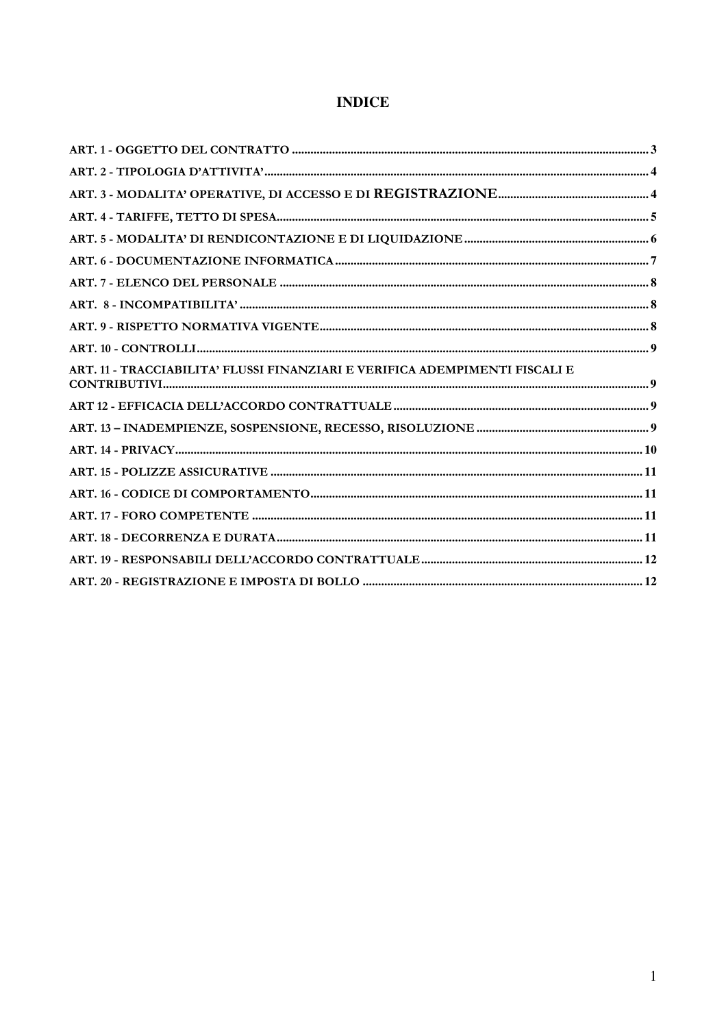# INDICE

ART. 1 - OGGETTO DEL CONTRATTO ..................... 3

ART. 2 - TIPOLOGIA D'ATTIVITA' ..................... 4

ART. 3 - MODALITA' OPERATIVE, DI ACCESSO E DI REGISTRAZIONE ..................... 4

ART. 4 - TARIFFE, TETTO DI SPESA ..................... 5

ART. 5 - MODALITA' DI RENDICONTAZIONE E DI LIQUIDAZIONE ..................... 6

ART. 6 - DOCUMENTAZIONE INFORMATICA ..................... 7

ART. 7 - ELENCO DEL PERSONALE ..................... 8

ART. 8 - INCOMPATIBILITA' ..................... 8

ART. 9 - RISPETTO NORMATIVA VIGENTE ..................... 8

ART. 10 - CONTROLLI ..................... 9

ART. 11 - TRACCIABILITA' FLUSSI FINANZIARI E VERIFICA ADEMPIMENTI FISCALI E CONTRIBUTIVI ..................... 9

ART 12 - EFFICACIA DELL'ACCORDO CONTRATTUALE ..................... 9

ART. 13 – INADEMPIENZE, SOSPENSIONE, RECESSO, RISOLUZIONE ..................... 9

ART. 14 - PRIVACY ..................... 10

ART. 15 - POLIZZE ASSICURATIVE ..................... 11

ART. 16 - CODICE DI COMPORTAMENTO ..................... 11

ART. 17 - FORO COMPETENTE ..................... 11

ART. 18 - DECORRENZA E DURATA ..................... 11

ART. 19 - RESPONSABILI DELL'ACCORDO CONTRATTUALE ..................... 12

ART. 20 - REGISTRAZIONE E IMPOSTA DI BOLLO ..................... 12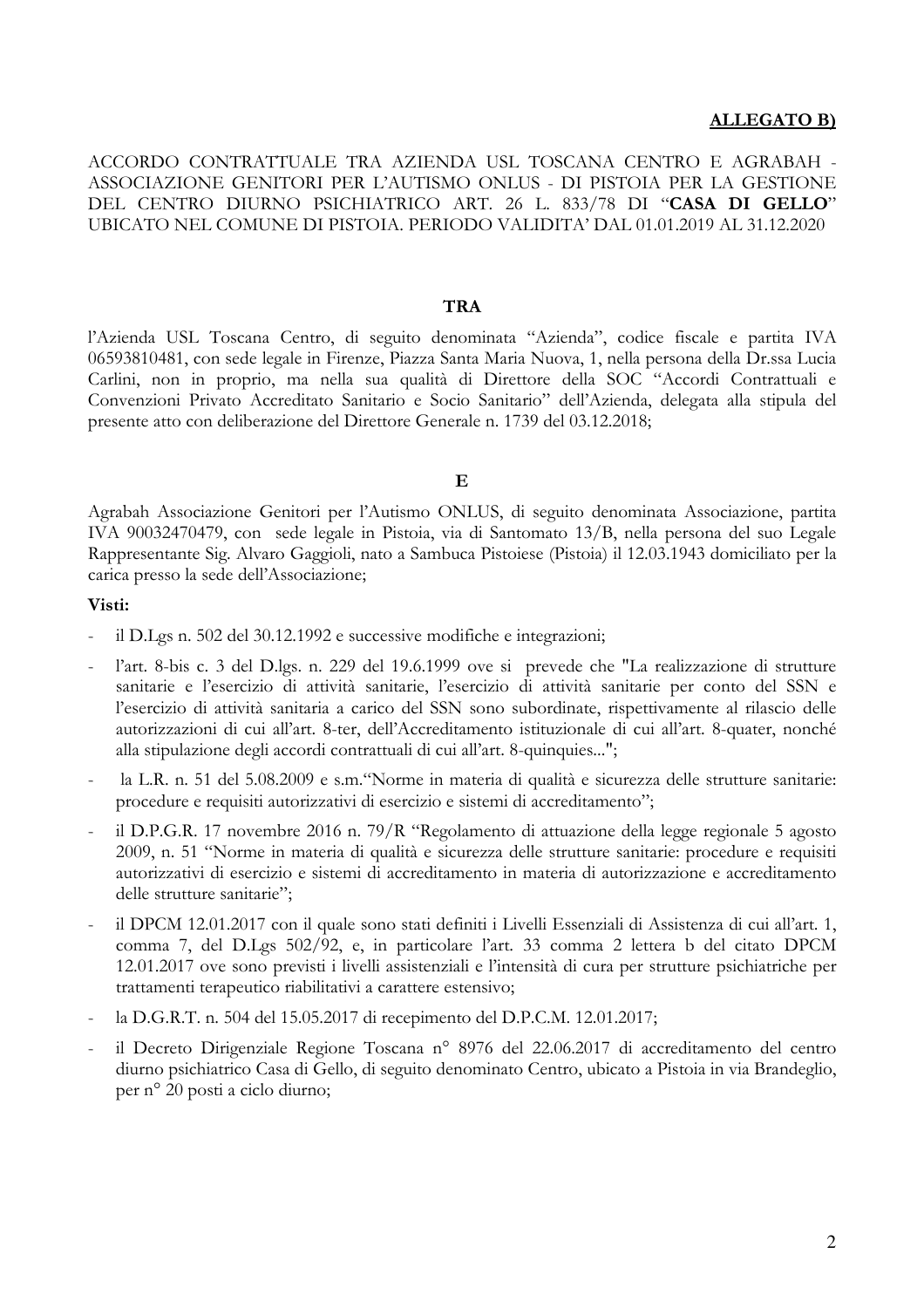**ALLEGATO B)**

ACCORDO CONTRATTUALE TRA AZIENDA USL TOSCANA CENTRO E AGRABAH - ASSOCIAZIONE GENITORI PER L'AUTISMO ONLUS - DI PISTOIA PER LA GESTIONE DEL CENTRO DIURNO PSICHIATRICO ART. 26 L. 833/78 DI "**CASA DI GELLO**" UBICATO NEL COMUNE DI PISTOIA. PERIODO VALIDITA' DAL 01.01.2019 AL 31.12.2020

**TRA**

l'Azienda USL Toscana Centro, di seguito denominata "Azienda", codice fiscale e partita IVA 06593810481, con sede legale in Firenze, Piazza Santa Maria Nuova, 1, nella persona della Dr.ssa Lucia Carlini, non in proprio, ma nella sua qualità di Direttore della SOC "Accordi Contrattuali e Convenzioni Privato Accreditato Sanitario e Socio Sanitario" dell'Azienda, delegata alla stipula del presente atto con deliberazione del Direttore Generale n. 1739 del 03.12.2018;

**E**

Agrabah Associazione Genitori per l'Autismo ONLUS, di seguito denominata Associazione, partita IVA 90032470479, con sede legale in Pistoia, via di Santomato 13/B, nella persona del suo Legale Rappresentante Sig. Alvaro Gaggioli, nato a Sambuca Pistoiese (Pistoia) il 12.03.1943 domiciliato per la carica presso la sede dell'Associazione;

**Visti:**

- il D.Lgs n. 502 del 30.12.1992 e successive modifiche e integrazioni;
- l'art. 8-bis c. 3 del D.lgs. n. 229 del 19.6.1999 ove si prevede che "La realizzazione di strutture sanitarie e l'esercizio di attività sanitarie, l'esercizio di attività sanitarie per conto del SSN e l'esercizio di attività sanitaria a carico del SSN sono subordinate, rispettivamente al rilascio delle autorizzazioni di cui all'art. 8-ter, dell'Accreditamento istituzionale di cui all'art. 8-quater, nonché alla stipulazione degli accordi contrattuali di cui all'art. 8-quinquies...";
- la L.R. n. 51 del 5.08.2009 e s.m."Norme in materia di qualità e sicurezza delle strutture sanitarie: procedure e requisiti autorizzativi di esercizio e sistemi di accreditamento";
- il D.P.G.R. 17 novembre 2016 n. 79/R "Regolamento di attuazione della legge regionale 5 agosto 2009, n. 51 "Norme in materia di qualità e sicurezza delle strutture sanitarie: procedure e requisiti autorizzativi di esercizio e sistemi di accreditamento in materia di autorizzazione e accreditamento delle strutture sanitarie";
- il DPCM 12.01.2017 con il quale sono stati definiti i Livelli Essenziali di Assistenza di cui all'art. 1, comma 7, del D.Lgs 502/92, e, in particolare l'art. 33 comma 2 lettera b del citato DPCM 12.01.2017 ove sono previsti i livelli assistenziali e l'intensità di cura per strutture psichiatriche per trattamenti terapeutico riabilitativi a carattere estensivo;
- la D.G.R.T. n. 504 del 15.05.2017 di recepimento del D.P.C.M. 12.01.2017;
- il Decreto Dirigenziale Regione Toscana n° 8976 del 22.06.2017 di accreditamento del centro diurno psichiatrico Casa di Gello, di seguito denominato Centro, ubicato a Pistoia in via Brandeglio, per n° 20 posti a ciclo diurno;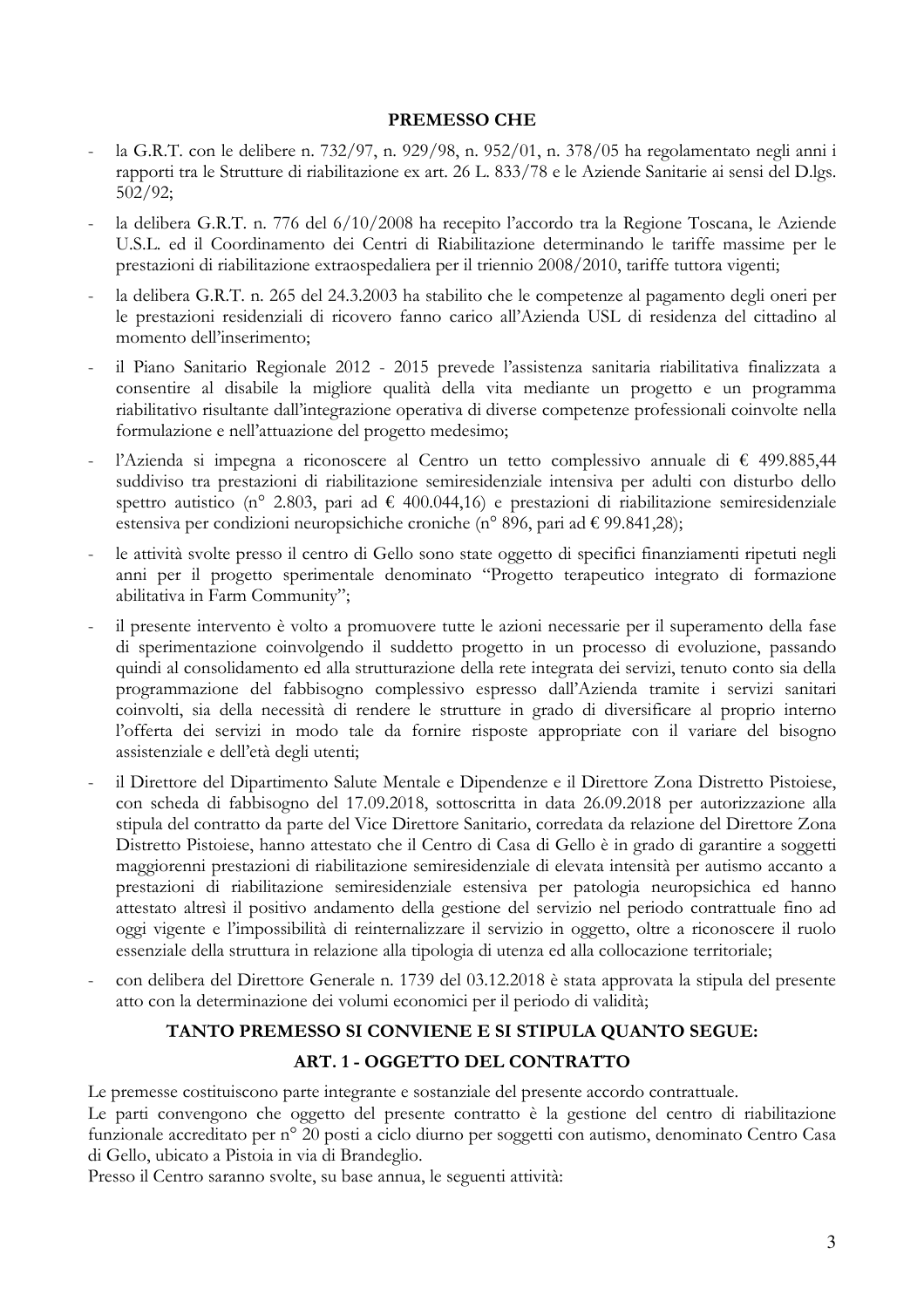**PREMESSO CHE**

- la G.R.T. con le delibere n. 732/97, n. 929/98, n. 952/01, n. 378/05 ha regolamentato negli anni i rapporti tra le Strutture di riabilitazione ex art. 26 L. 833/78 e le Aziende Sanitarie ai sensi del D.lgs. 502/92;
- la delibera G.R.T. n. 776 del 6/10/2008 ha recepito l'accordo tra la Regione Toscana, le Aziende U.S.L. ed il Coordinamento dei Centri di Riabilitazione determinando le tariffe massime per le prestazioni di riabilitazione extraospedaliera per il triennio 2008/2010, tariffe tuttora vigenti;
- la delibera G.R.T. n. 265 del 24.3.2003 ha stabilito che le competenze al pagamento degli oneri per le prestazioni residenziali di ricovero fanno carico all'Azienda USL di residenza del cittadino al momento dell'inserimento;
- il Piano Sanitario Regionale 2012 - 2015 prevede l'assistenza sanitaria riabilitativa finalizzata a consentire al disabile la migliore qualità della vita mediante un progetto e un programma riabilitativo risultante dall'integrazione operativa di diverse competenze professionali coinvolte nella formulazione e nell'attuazione del progetto medesimo;
- l'Azienda si impegna a riconoscere al Centro un tetto complessivo annuale di € 499.885,44 suddiviso tra prestazioni di riabilitazione semiresidenziale intensiva per adulti con disturbo dello spettro autistico (n° 2.803, pari ad € 400.044,16) e prestazioni di riabilitazione semiresidenziale estensiva per condizioni neuropsichiche croniche (n° 896, pari ad € 99.841,28);
- le attività svolte presso il centro di Gello sono state oggetto di specifici finanziamenti ripetuti negli anni per il progetto sperimentale denominato "Progetto terapeutico integrato di formazione abilitativa in Farm Community";
- il presente intervento è volto a promuovere tutte le azioni necessarie per il superamento della fase di sperimentazione coinvolgendo il suddetto progetto in un processo di evoluzione, passando quindi al consolidamento ed alla strutturazione della rete integrata dei servizi, tenuto conto sia della programmazione del fabbisogno complessivo espresso dall'Azienda tramite i servizi sanitari coinvolti, sia della necessità di rendere le strutture in grado di diversificare al proprio interno l'offerta dei servizi in modo tale da fornire risposte appropriate con il variare del bisogno assistenziale e dell'età degli utenti;
- il Direttore del Dipartimento Salute Mentale e Dipendenze e il Direttore Zona Distretto Pistoiese, con scheda di fabbisogno del 17.09.2018, sottoscritta in data 26.09.2018 per autorizzazione alla stipula del contratto da parte del Vice Direttore Sanitario, corredata da relazione del Direttore Zona Distretto Pistoiese, hanno attestato che il Centro di Casa di Gello è in grado di garantire a soggetti maggiorenni prestazioni di riabilitazione semiresidenziale di elevata intensità per autismo accanto a prestazioni di riabilitazione semiresidenziale estensiva per patologia neuropsichica ed hanno attestato altresì il positivo andamento della gestione del servizio nel periodo contrattuale fino ad oggi vigente e l'impossibilità di reinternalizzare il servizio in oggetto, oltre a riconoscere il ruolo essenziale della struttura in relazione alla tipologia di utenza ed alla collocazione territoriale;
- con delibera del Direttore Generale n. 1739 del 03.12.2018 è stata approvata la stipula del presente atto con la determinazione dei volumi economici per il periodo di validità;

**TANTO PREMESSO SI CONVIENE E SI STIPULA QUANTO SEGUE:**

## ART. 1 - OGGETTO DEL CONTRATTO

Le premesse costituiscono parte integrante e sostanziale del presente accordo contrattuale.
Le parti convengono che oggetto del presente contratto è la gestione del centro di riabilitazione funzionale accreditato per n° 20 posti a ciclo diurno per soggetti con autismo, denominato Centro Casa di Gello, ubicato a Pistoia in via di Brandeglio.
Presso il Centro saranno svolte, su base annua, le seguenti attività: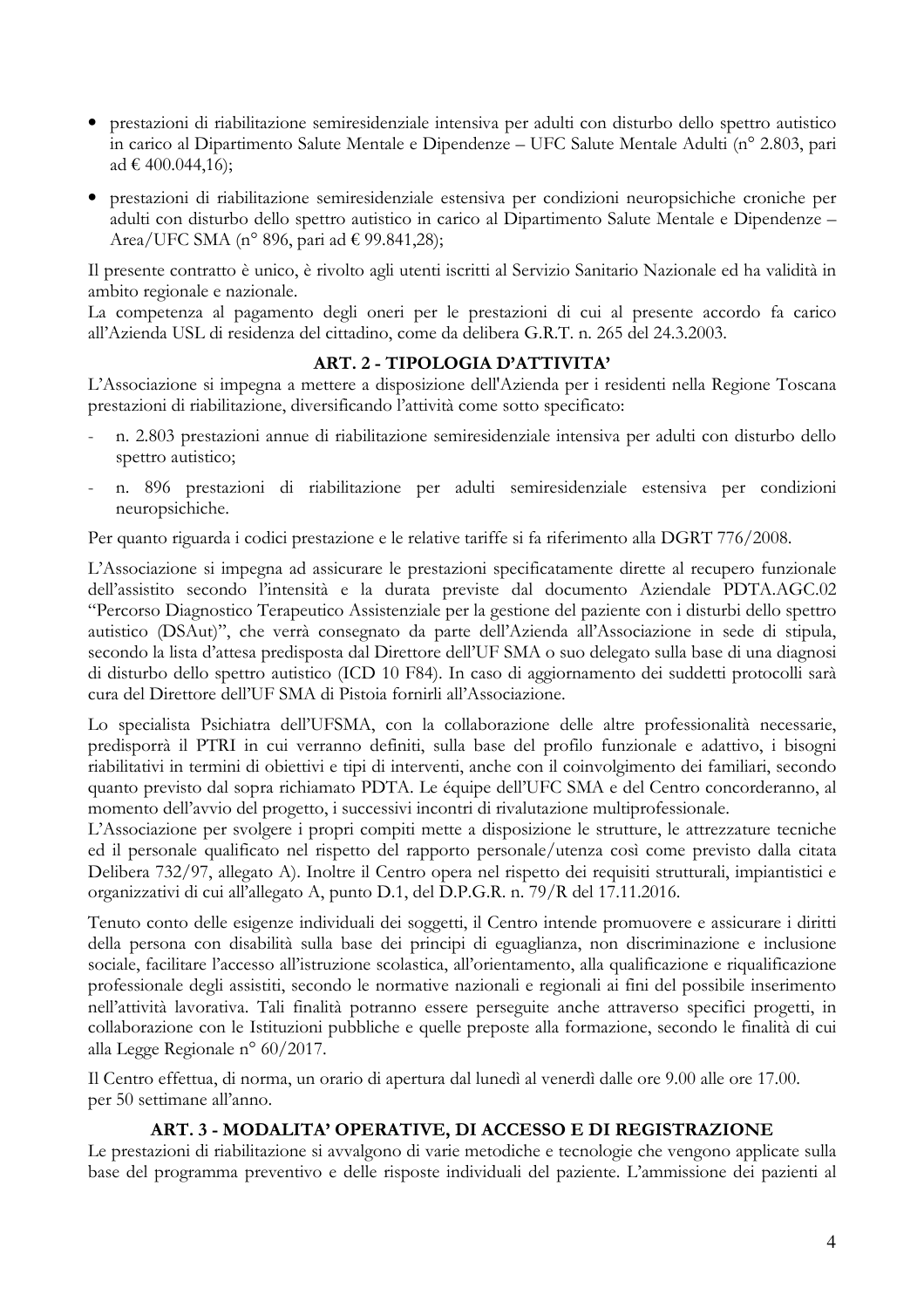- prestazioni di riabilitazione semiresidenziale intensiva per adulti con disturbo dello spettro autistico in carico al Dipartimento Salute Mentale e Dipendenze – UFC Salute Mentale Adulti (n° 2.803, pari ad € 400.044,16);
- prestazioni di riabilitazione semiresidenziale estensiva per condizioni neuropsichiche croniche per adulti con disturbo dello spettro autistico in carico al Dipartimento Salute Mentale e Dipendenze – Area/UFC SMA (n° 896, pari ad € 99.841,28);

Il presente contratto è unico, è rivolto agli utenti iscritti al Servizio Sanitario Nazionale ed ha validità in ambito regionale e nazionale.
La competenza al pagamento degli oneri per le prestazioni di cui al presente accordo fa carico all'Azienda USL di residenza del cittadino, come da delibera G.R.T. n. 265 del 24.3.2003.

## ART. 2 - TIPOLOGIA D'ATTIVITA'

L'Associazione si impegna a mettere a disposizione dell'Azienda per i residenti nella Regione Toscana prestazioni di riabilitazione, diversificando l'attività come sotto specificato:

- n. 2.803 prestazioni annue di riabilitazione semiresidenziale intensiva per adulti con disturbo dello spettro autistico;
- n. 896 prestazioni di riabilitazione per adulti semiresidenziale estensiva per condizioni neuropsichiche.

Per quanto riguarda i codici prestazione e le relative tariffe si fa riferimento alla DGRT 776/2008.

L'Associazione si impegna ad assicurare le prestazioni specificatamente dirette al recupero funzionale dell'assistito secondo l'intensità e la durata previste dal documento Aziendale PDTA.AGC.02 "Percorso Diagnostico Terapeutico Assistenziale per la gestione del paziente con i disturbi dello spettro autistico (DSAut)", che verrà consegnato da parte dell'Azienda all'Associazione in sede di stipula, secondo la lista d'attesa predisposta dal Direttore dell'UF SMA o suo delegato sulla base di una diagnosi di disturbo dello spettro autistico (ICD 10 F84). In caso di aggiornamento dei suddetti protocolli sarà cura del Direttore dell'UF SMA di Pistoia fornirli all'Associazione.

Lo specialista Psichiatra dell'UFSMA, con la collaborazione delle altre professionalità necessarie, predisporrà il PTRI in cui verranno definiti, sulla base del profilo funzionale e adattivo, i bisogni riabilitativi in termini di obiettivi e tipi di interventi, anche con il coinvolgimento dei familiari, secondo quanto previsto dal sopra richiamato PDTA. Le équipe dell'UFC SMA e del Centro concorderanno, al momento dell'avvio del progetto, i successivi incontri di rivalutazione multiprofessionale.
L'Associazione per svolgere i propri compiti mette a disposizione le strutture, le attrezzature tecniche ed il personale qualificato nel rispetto del rapporto personale/utenza così come previsto dalla citata Delibera 732/97, allegato A). Inoltre il Centro opera nel rispetto dei requisiti strutturali, impiantistici e organizzativi di cui all'allegato A, punto D.1, del D.P.G.R. n. 79/R del 17.11.2016.

Tenuto conto delle esigenze individuali dei soggetti, il Centro intende promuovere e assicurare i diritti della persona con disabilità sulla base dei principi di eguaglianza, non discriminazione e inclusione sociale, facilitare l'accesso all'istruzione scolastica, all'orientamento, alla qualificazione e riqualificazione professionale degli assistiti, secondo le normative nazionali e regionali ai fini del possibile inserimento nell'attività lavorativa. Tali finalità potranno essere perseguite anche attraverso specifici progetti, in collaborazione con le Istituzioni pubbliche e quelle preposte alla formazione, secondo le finalità di cui alla Legge Regionale n° 60/2017.

Il Centro effettua, di norma, un orario di apertura dal lunedì al venerdì dalle ore 9.00 alle ore 17.00. per 50 settimane all'anno.

## ART. 3 - MODALITA' OPERATIVE, DI ACCESSO E DI REGISTRAZIONE

Le prestazioni di riabilitazione si avvalgono di varie metodiche e tecnologie che vengono applicate sulla base del programma preventivo e delle risposte individuali del paziente. L'ammissione dei pazienti al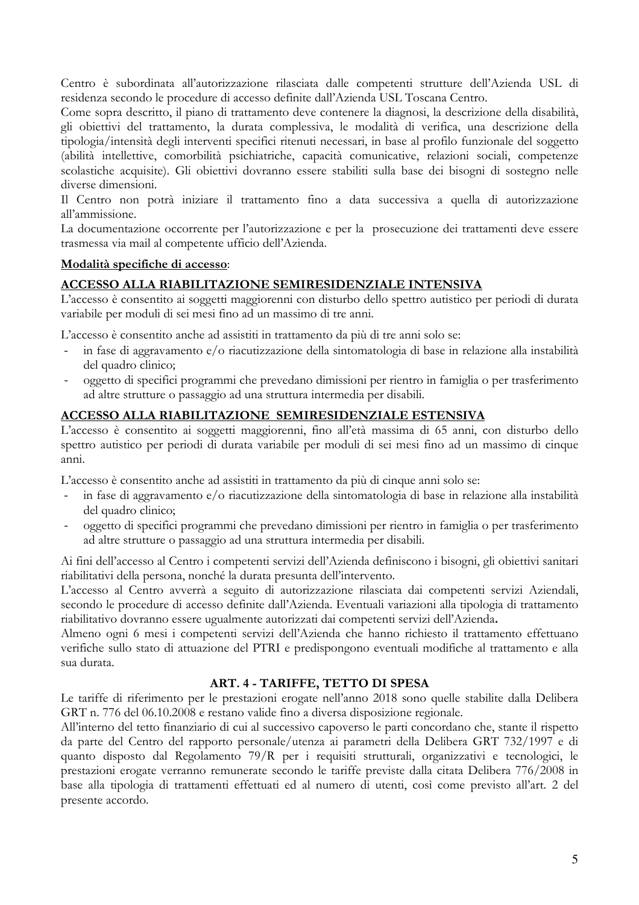Centro è subordinata all'autorizzazione rilasciata dalle competenti strutture dell'Azienda USL di residenza secondo le procedure di accesso definite dall'Azienda USL Toscana Centro.

Come sopra descritto, il piano di trattamento deve contenere la diagnosi, la descrizione della disabilità, gli obiettivi del trattamento, la durata complessiva, le modalità di verifica, una descrizione della tipologia/intensità degli interventi specifici ritenuti necessari, in base al profilo funzionale del soggetto (abilità intellettive, comorbilità psichiatriche, capacità comunicative, relazioni sociali, competenze scolastiche acquisite). Gli obiettivi dovranno essere stabiliti sulla base dei bisogni di sostegno nelle diverse dimensioni.

Il Centro non potrà iniziare il trattamento fino a data successiva a quella di autorizzazione all'ammissione.

La documentazione occorrente per l'autorizzazione e per la prosecuzione dei trattamenti deve essere trasmessa via mail al competente ufficio dell'Azienda.

**Modalità specifiche di accesso**:

**ACCESSO ALLA RIABILITAZIONE SEMIRESIDENZIALE INTENSIVA**

L'accesso è consentito ai soggetti maggiorenni con disturbo dello spettro autistico per periodi di durata variabile per moduli di sei mesi fino ad un massimo di tre anni.

L'accesso è consentito anche ad assistiti in trattamento da più di tre anni solo se:

- in fase di aggravamento e/o riacutizzazione della sintomatologia di base in relazione alla instabilità del quadro clinico;
- oggetto di specifici programmi che prevedano dimissioni per rientro in famiglia o per trasferimento ad altre strutture o passaggio ad una struttura intermedia per disabili.

**ACCESSO ALLA RIABILITAZIONE SEMIRESIDENZIALE ESTENSIVA**

L'accesso è consentito ai soggetti maggiorenni, fino all'età massima di 65 anni, con disturbo dello spettro autistico per periodi di durata variabile per moduli di sei mesi fino ad un massimo di cinque anni.

L'accesso è consentito anche ad assistiti in trattamento da più di cinque anni solo se:

- in fase di aggravamento e/o riacutizzazione della sintomatologia di base in relazione alla instabilità del quadro clinico;
- oggetto di specifici programmi che prevedano dimissioni per rientro in famiglia o per trasferimento ad altre strutture o passaggio ad una struttura intermedia per disabili.

Ai fini dell'accesso al Centro i competenti servizi dell'Azienda definiscono i bisogni, gli obiettivi sanitari riabilitativi della persona, nonché la durata presunta dell'intervento.

L'accesso al Centro avverrà a seguito di autorizzazione rilasciata dai competenti servizi Aziendali, secondo le procedure di accesso definite dall'Azienda. Eventuali variazioni alla tipologia di trattamento riabilitativo dovranno essere ugualmente autorizzati dai competenti servizi dell'Azienda**.**

Almeno ogni 6 mesi i competenti servizi dell'Azienda che hanno richiesto il trattamento effettuano verifiche sullo stato di attuazione del PTRI e predispongono eventuali modifiche al trattamento e alla sua durata.

## ART. 4 - TARIFFE, TETTO DI SPESA

Le tariffe di riferimento per le prestazioni erogate nell'anno 2018 sono quelle stabilite dalla Delibera GRT n. 776 del 06.10.2008 e restano valide fino a diversa disposizione regionale.

All'interno del tetto finanziario di cui al successivo capoverso le parti concordano che, stante il rispetto da parte del Centro del rapporto personale/utenza ai parametri della Delibera GRT 732/1997 e di quanto disposto dal Regolamento 79/R per i requisiti strutturali, organizzativi e tecnologici, le prestazioni erogate verranno remunerate secondo le tariffe previste dalla citata Delibera 776/2008 in base alla tipologia di trattamenti effettuati ed al numero di utenti, così come previsto all'art. 2 del presente accordo.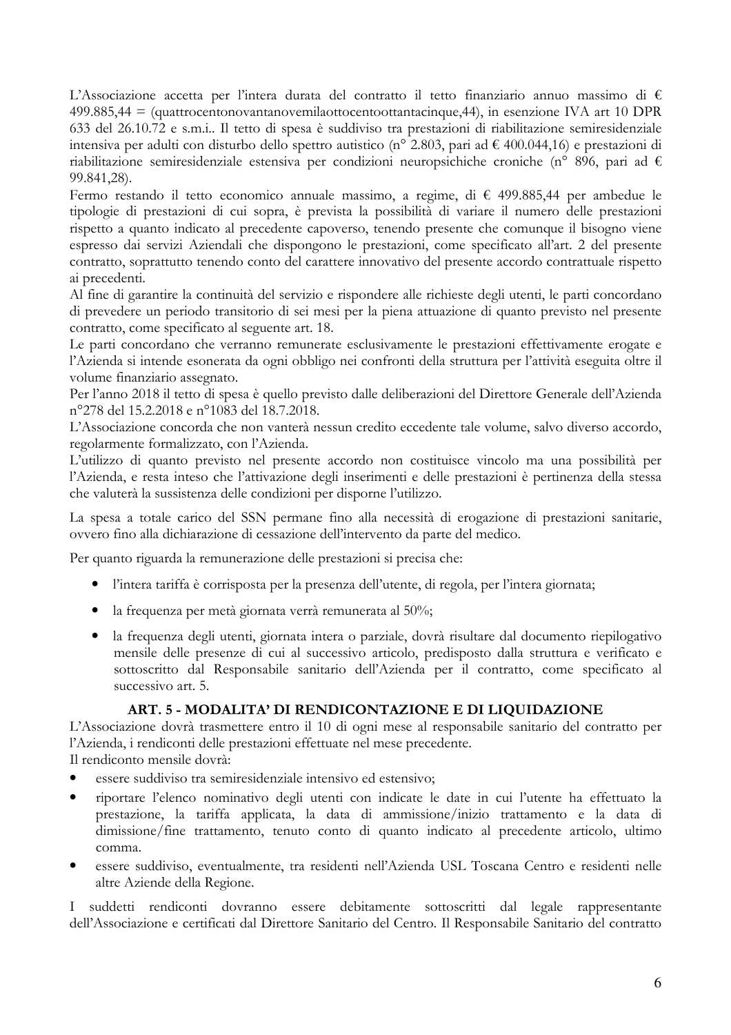L'Associazione accetta per l'intera durata del contratto il tetto finanziario annuo massimo di € 499.885,44 = (quattrocentonovantanovemilaottocentoottantacinque,44), in esenzione IVA art 10 DPR 633 del 26.10.72 e s.m.i.. Il tetto di spesa è suddiviso tra prestazioni di riabilitazione semiresidenziale intensiva per adulti con disturbo dello spettro autistico (n° 2.803, pari ad € 400.044,16) e prestazioni di riabilitazione semiresidenziale estensiva per condizioni neuropsichiche croniche (n° 896, pari ad € 99.841,28).

Fermo restando il tetto economico annuale massimo, a regime, di € 499.885,44 per ambedue le tipologie di prestazioni di cui sopra, è prevista la possibilità di variare il numero delle prestazioni rispetto a quanto indicato al precedente capoverso, tenendo presente che comunque il bisogno viene espresso dai servizi Aziendali che dispongono le prestazioni, come specificato all'art. 2 del presente contratto, soprattutto tenendo conto del carattere innovativo del presente accordo contrattuale rispetto ai precedenti.

Al fine di garantire la continuità del servizio e rispondere alle richieste degli utenti, le parti concordano di prevedere un periodo transitorio di sei mesi per la piena attuazione di quanto previsto nel presente contratto, come specificato al seguente art. 18.

Le parti concordano che verranno remunerate esclusivamente le prestazioni effettivamente erogate e l'Azienda si intende esonerata da ogni obbligo nei confronti della struttura per l'attività eseguita oltre il volume finanziario assegnato.

Per l'anno 2018 il tetto di spesa è quello previsto dalle deliberazioni del Direttore Generale dell'Azienda n°278 del 15.2.2018 e n°1083 del 18.7.2018.

L'Associazione concorda che non vanterà nessun credito eccedente tale volume, salvo diverso accordo, regolarmente formalizzato, con l'Azienda.

L'utilizzo di quanto previsto nel presente accordo non costituisce vincolo ma una possibilità per l'Azienda, e resta inteso che l'attivazione degli inserimenti e delle prestazioni è pertinenza della stessa che valuterà la sussistenza delle condizioni per disporne l'utilizzo.

La spesa a totale carico del SSN permane fino alla necessità di erogazione di prestazioni sanitarie, ovvero fino alla dichiarazione di cessazione dell'intervento da parte del medico.

Per quanto riguarda la remunerazione delle prestazioni si precisa che:

- l'intera tariffa è corrisposta per la presenza dell'utente, di regola, per l'intera giornata;
- la frequenza per metà giornata verrà remunerata al 50%;
- la frequenza degli utenti, giornata intera o parziale, dovrà risultare dal documento riepilogativo mensile delle presenze di cui al successivo articolo, predisposto dalla struttura e verificato e sottoscritto dal Responsabile sanitario dell'Azienda per il contratto, come specificato al successivo art. 5.

## ART. 5 - MODALITA' DI RENDICONTAZIONE E DI LIQUIDAZIONE

L'Associazione dovrà trasmettere entro il 10 di ogni mese al responsabile sanitario del contratto per l'Azienda, i rendiconti delle prestazioni effettuate nel mese precedente.

Il rendiconto mensile dovrà:

- essere suddiviso tra semiresidenziale intensivo ed estensivo;
- riportare l'elenco nominativo degli utenti con indicate le date in cui l'utente ha effettuato la prestazione, la tariffa applicata, la data di ammissione/inizio trattamento e la data di dimissione/fine trattamento, tenuto conto di quanto indicato al precedente articolo, ultimo comma.
- essere suddiviso, eventualmente, tra residenti nell'Azienda USL Toscana Centro e residenti nelle altre Aziende della Regione.

I suddetti rendiconti dovranno essere debitamente sottoscritti dal legale rappresentante dell'Associazione e certificati dal Direttore Sanitario del Centro. Il Responsabile Sanitario del contratto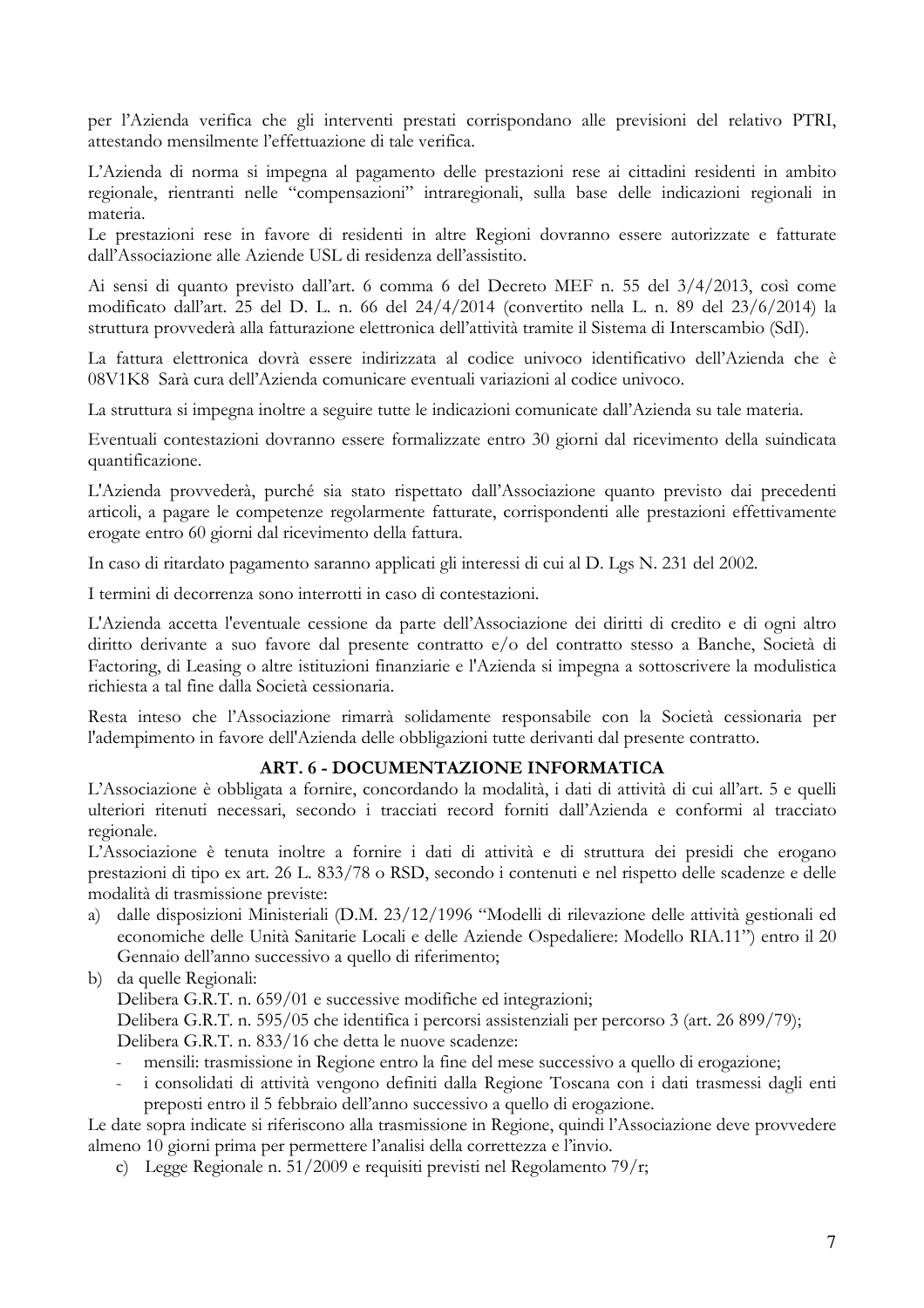per l'Azienda verifica che gli interventi prestati corrispondano alle previsioni del relativo PTRI, attestando mensilmente l'effettuazione di tale verifica.

L'Azienda di norma si impegna al pagamento delle prestazioni rese ai cittadini residenti in ambito regionale, rientranti nelle "compensazioni" intraregionali, sulla base delle indicazioni regionali in materia.
Le prestazioni rese in favore di residenti in altre Regioni dovranno essere autorizzate e fatturate dall'Associazione alle Aziende USL di residenza dell'assistito.

Ai sensi di quanto previsto dall'art. 6 comma 6 del Decreto MEF n. 55 del 3/4/2013, così come modificato dall'art. 25 del D. L. n. 66 del 24/4/2014 (convertito nella L. n. 89 del 23/6/2014) la struttura provvederà alla fatturazione elettronica dell'attività tramite il Sistema di Interscambio (SdI).

La fattura elettronica dovrà essere indirizzata al codice univoco identificativo dell'Azienda che è 08V1K8 Sarà cura dell'Azienda comunicare eventuali variazioni al codice univoco.

La struttura si impegna inoltre a seguire tutte le indicazioni comunicate dall'Azienda su tale materia.

Eventuali contestazioni dovranno essere formalizzate entro 30 giorni dal ricevimento della suindicata quantificazione.

L'Azienda provvederà, purché sia stato rispettato dall'Associazione quanto previsto dai precedenti articoli, a pagare le competenze regolarmente fatturate, corrispondenti alle prestazioni effettivamente erogate entro 60 giorni dal ricevimento della fattura.

In caso di ritardato pagamento saranno applicati gli interessi di cui al D. Lgs N. 231 del 2002.

I termini di decorrenza sono interrotti in caso di contestazioni.

L'Azienda accetta l'eventuale cessione da parte dell'Associazione dei diritti di credito e di ogni altro diritto derivante a suo favore dal presente contratto e/o del contratto stesso a Banche, Società di Factoring, di Leasing o altre istituzioni finanziarie e l'Azienda si impegna a sottoscrivere la modulistica richiesta a tal fine dalla Società cessionaria.

Resta inteso che l'Associazione rimarrà solidamente responsabile con la Società cessionaria per l'adempimento in favore dell'Azienda delle obbligazioni tutte derivanti dal presente contratto.

## ART. 6 - DOCUMENTAZIONE INFORMATICA

L'Associazione è obbligata a fornire, concordando la modalità, i dati di attività di cui all'art. 5 e quelli ulteriori ritenuti necessari, secondo i tracciati record forniti dall'Azienda e conformi al tracciato regionale.
L'Associazione è tenuta inoltre a fornire i dati di attività e di struttura dei presidi che erogano prestazioni di tipo ex art. 26 L. 833/78 o RSD, secondo i contenuti e nel rispetto delle scadenze e delle modalità di trasmissione previste:

a) dalle disposizioni Ministeriali (D.M. 23/12/1996 "Modelli di rilevazione delle attività gestionali ed economiche delle Unità Sanitarie Locali e delle Aziende Ospedaliere: Modello RIA.11") entro il 20 Gennaio dell'anno successivo a quello di riferimento;
b) da quelle Regionali:
   Delibera G.R.T. n. 659/01 e successive modifiche ed integrazioni;
   Delibera G.R.T. n. 595/05 che identifica i percorsi assistenziali per percorso 3 (art. 26 899/79);
   Delibera G.R.T. n. 833/16 che detta le nuove scadenze:
   - mensili: trasmissione in Regione entro la fine del mese successivo a quello di erogazione;
   - i consolidati di attività vengono definiti dalla Regione Toscana con i dati trasmessi dagli enti preposti entro il 5 febbraio dell'anno successivo a quello di erogazione.

Le date sopra indicate si riferiscono alla trasmissione in Regione, quindi l'Associazione deve provvedere almeno 10 giorni prima per permettere l'analisi della correttezza e l'invio.

c) Legge Regionale n. 51/2009 e requisiti previsti nel Regolamento 79/r;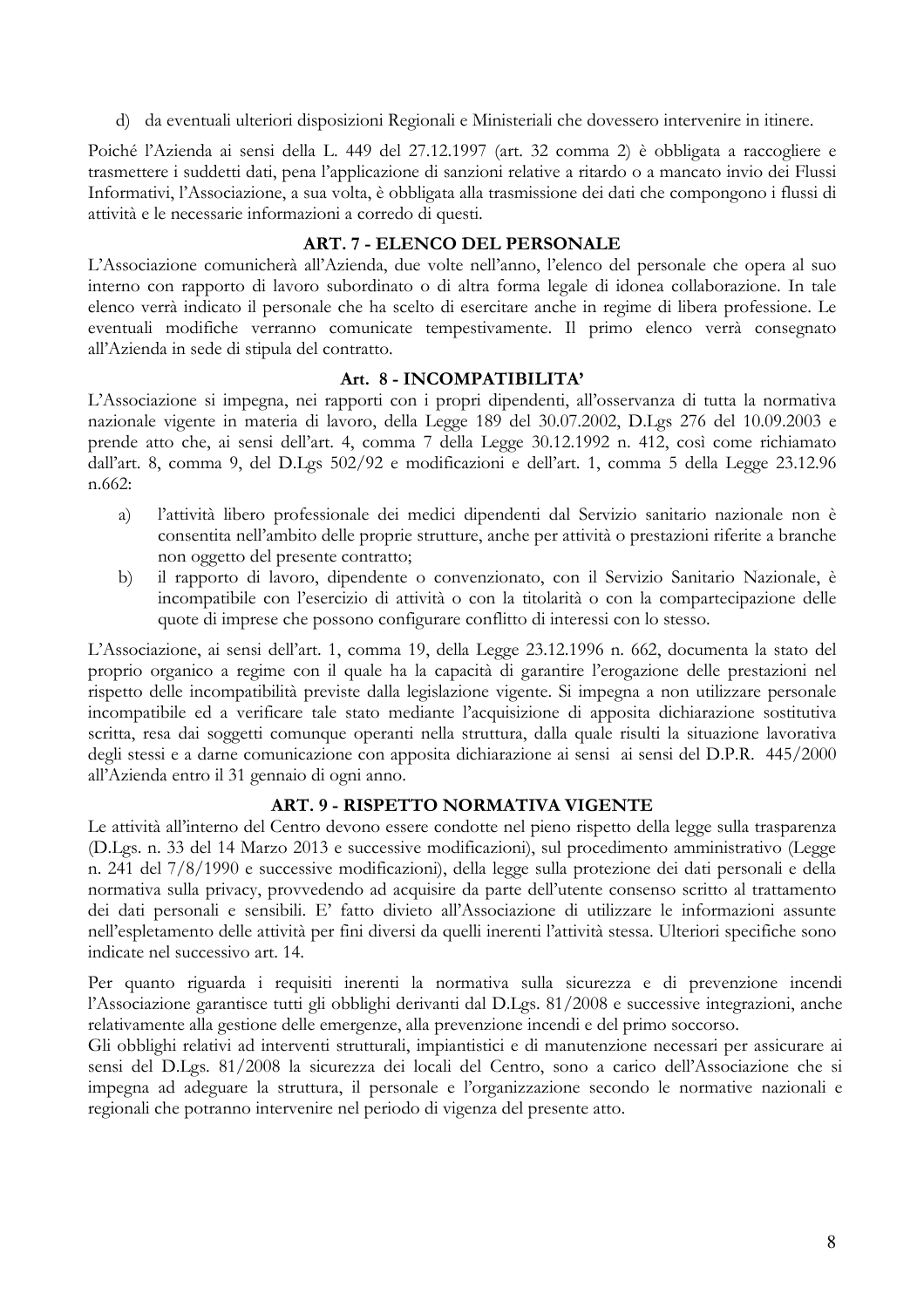d) da eventuali ulteriori disposizioni Regionali e Ministeriali che dovessero intervenire in itinere.

Poiché l'Azienda ai sensi della L. 449 del 27.12.1997 (art. 32 comma 2) è obbligata a raccogliere e trasmettere i suddetti dati, pena l'applicazione di sanzioni relative a ritardo o a mancato invio dei Flussi Informativi, l'Associazione, a sua volta, è obbligata alla trasmissione dei dati che compongono i flussi di attività e le necessarie informazioni a corredo di questi.

## ART. 7 - ELENCO DEL PERSONALE

L'Associazione comunicherà all'Azienda, due volte nell'anno, l'elenco del personale che opera al suo interno con rapporto di lavoro subordinato o di altra forma legale di idonea collaborazione. In tale elenco verrà indicato il personale che ha scelto di esercitare anche in regime di libera professione. Le eventuali modifiche verranno comunicate tempestivamente. Il primo elenco verrà consegnato all'Azienda in sede di stipula del contratto.

## Art. 8 - INCOMPATIBILITA'

L'Associazione si impegna, nei rapporti con i propri dipendenti, all'osservanza di tutta la normativa nazionale vigente in materia di lavoro, della Legge 189 del 30.07.2002, D.Lgs 276 del 10.09.2003 e prende atto che, ai sensi dell'art. 4, comma 7 della Legge 30.12.1992 n. 412, così come richiamato dall'art. 8, comma 9, del D.Lgs 502/92 e modificazioni e dell'art. 1, comma 5 della Legge 23.12.96 n.662:

a) l'attività libero professionale dei medici dipendenti dal Servizio sanitario nazionale non è consentita nell'ambito delle proprie strutture, anche per attività o prestazioni riferite a branche non oggetto del presente contratto;
b) il rapporto di lavoro, dipendente o convenzionato, con il Servizio Sanitario Nazionale, è incompatibile con l'esercizio di attività o con la titolarità o con la compartecipazione delle quote di imprese che possono configurare conflitto di interessi con lo stesso.

L'Associazione, ai sensi dell'art. 1, comma 19, della Legge 23.12.1996 n. 662, documenta la stato del proprio organico a regime con il quale ha la capacità di garantire l'erogazione delle prestazioni nel rispetto delle incompatibilità previste dalla legislazione vigente. Si impegna a non utilizzare personale incompatibile ed a verificare tale stato mediante l'acquisizione di apposita dichiarazione sostitutiva scritta, resa dai soggetti comunque operanti nella struttura, dalla quale risulti la situazione lavorativa degli stessi e a darne comunicazione con apposita dichiarazione ai sensi ai sensi del D.P.R. 445/2000 all'Azienda entro il 31 gennaio di ogni anno.

## ART. 9 - RISPETTO NORMATIVA VIGENTE

Le attività all'interno del Centro devono essere condotte nel pieno rispetto della legge sulla trasparenza (D.Lgs. n. 33 del 14 Marzo 2013 e successive modificazioni), sul procedimento amministrativo (Legge n. 241 del 7/8/1990 e successive modificazioni), della legge sulla protezione dei dati personali e della normativa sulla privacy, provvedendo ad acquisire da parte dell'utente consenso scritto al trattamento dei dati personali e sensibili. E' fatto divieto all'Associazione di utilizzare le informazioni assunte nell'espletamento delle attività per fini diversi da quelli inerenti l'attività stessa. Ulteriori specifiche sono indicate nel successivo art. 14.

Per quanto riguarda i requisiti inerenti la normativa sulla sicurezza e di prevenzione incendi l'Associazione garantisce tutti gli obblighi derivanti dal D.Lgs. 81/2008 e successive integrazioni, anche relativamente alla gestione delle emergenze, alla prevenzione incendi e del primo soccorso.

Gli obblighi relativi ad interventi strutturali, impiantistici e di manutenzione necessari per assicurare ai sensi del D.Lgs. 81/2008 la sicurezza dei locali del Centro, sono a carico dell'Associazione che si impegna ad adeguare la struttura, il personale e l'organizzazione secondo le normative nazionali e regionali che potranno intervenire nel periodo di vigenza del presente atto.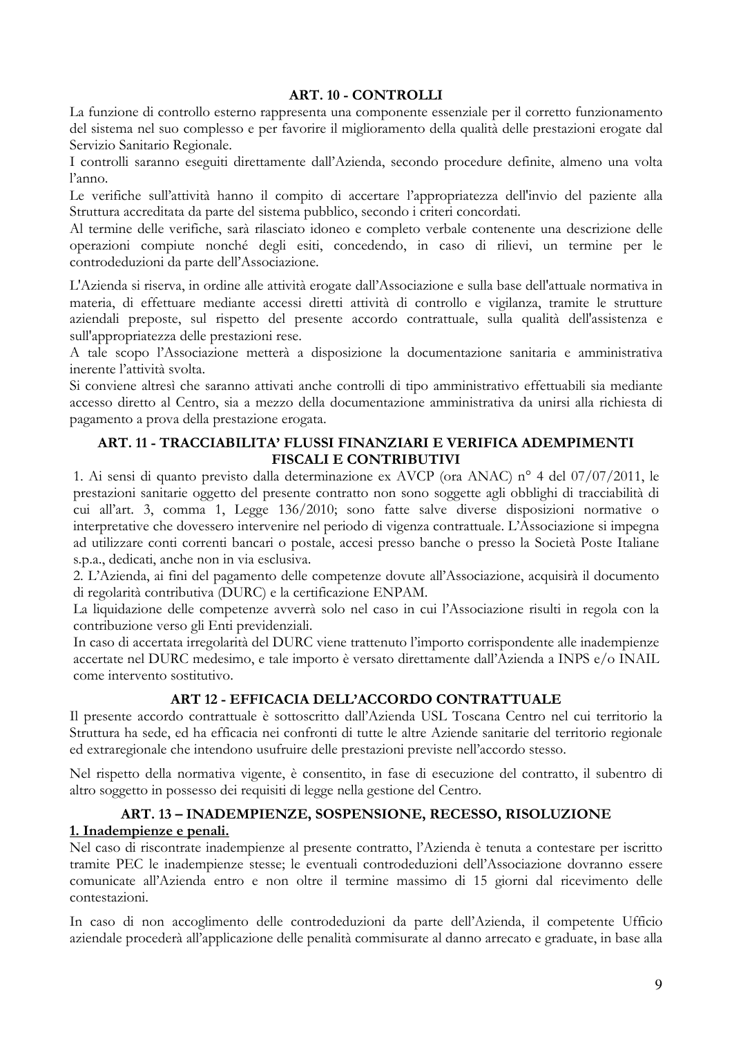## ART. 10 - CONTROLLI

La funzione di controllo esterno rappresenta una componente essenziale per il corretto funzionamento del sistema nel suo complesso e per favorire il miglioramento della qualità delle prestazioni erogate dal Servizio Sanitario Regionale.

I controlli saranno eseguiti direttamente dall'Azienda, secondo procedure definite, almeno una volta l'anno.

Le verifiche sull'attività hanno il compito di accertare l'appropriatezza dell'invio del paziente alla Struttura accreditata da parte del sistema pubblico, secondo i criteri concordati.

Al termine delle verifiche, sarà rilasciato idoneo e completo verbale contenente una descrizione delle operazioni compiute nonché degli esiti, concedendo, in caso di rilievi, un termine per le controdeduzioni da parte dell'Associazione.

L'Azienda si riserva, in ordine alle attività erogate dall'Associazione e sulla base dell'attuale normativa in materia, di effettuare mediante accessi diretti attività di controllo e vigilanza, tramite le strutture aziendali preposte, sul rispetto del presente accordo contrattuale, sulla qualità dell'assistenza e sull'appropriatezza delle prestazioni rese.

A tale scopo l'Associazione metterà a disposizione la documentazione sanitaria e amministrativa inerente l'attività svolta.

Si conviene altresì che saranno attivati anche controlli di tipo amministrativo effettuabili sia mediante accesso diretto al Centro, sia a mezzo della documentazione amministrativa da unirsi alla richiesta di pagamento a prova della prestazione erogata.

## ART. 11 - TRACCIABILITA' FLUSSI FINANZIARI E VERIFICA ADEMPIMENTI FISCALI E CONTRIBUTIVI

1. Ai sensi di quanto previsto dalla determinazione ex AVCP (ora ANAC) n° 4 del 07/07/2011, le prestazioni sanitarie oggetto del presente contratto non sono soggette agli obblighi di tracciabilità di cui all'art. 3, comma 1, Legge 136/2010; sono fatte salve diverse disposizioni normative o interpretative che dovessero intervenire nel periodo di vigenza contrattuale. L'Associazione si impegna ad utilizzare conti correnti bancari o postale, accesi presso banche o presso la Società Poste Italiane s.p.a., dedicati, anche non in via esclusiva.
2. L'Azienda, ai fini del pagamento delle competenze dovute all'Associazione, acquisirà il documento di regolarità contributiva (DURC) e la certificazione ENPAM.

La liquidazione delle competenze avverrà solo nel caso in cui l'Associazione risulti in regola con la contribuzione verso gli Enti previdenziali.

In caso di accertata irregolarità del DURC viene trattenuto l'importo corrispondente alle inadempienze accertate nel DURC medesimo, e tale importo è versato direttamente dall'Azienda a INPS e/o INAIL come intervento sostitutivo.

## ART 12 - EFFICACIA DELL'ACCORDO CONTRATTUALE

Il presente accordo contrattuale è sottoscritto dall'Azienda USL Toscana Centro nel cui territorio la Struttura ha sede, ed ha efficacia nei confronti di tutte le altre Aziende sanitarie del territorio regionale ed extraregionale che intendono usufruire delle prestazioni previste nell'accordo stesso.

Nel rispetto della normativa vigente, è consentito, in fase di esecuzione del contratto, il subentro di altro soggetto in possesso dei requisiti di legge nella gestione del Centro.

## ART. 13 – INADEMPIENZE, SOSPENSIONE, RECESSO, RISOLUZIONE

**1. Inadempienze e penali.**

Nel caso di riscontrate inadempienze al presente contratto, l'Azienda è tenuta a contestare per iscritto tramite PEC le inadempienze stesse; le eventuali controdeduzioni dell'Associazione dovranno essere comunicate all'Azienda entro e non oltre il termine massimo di 15 giorni dal ricevimento delle contestazioni.

In caso di non accoglimento delle controdeduzioni da parte dell'Azienda, il competente Ufficio aziendale procederà all'applicazione delle penalità commisurate al danno arrecato e graduate, in base alla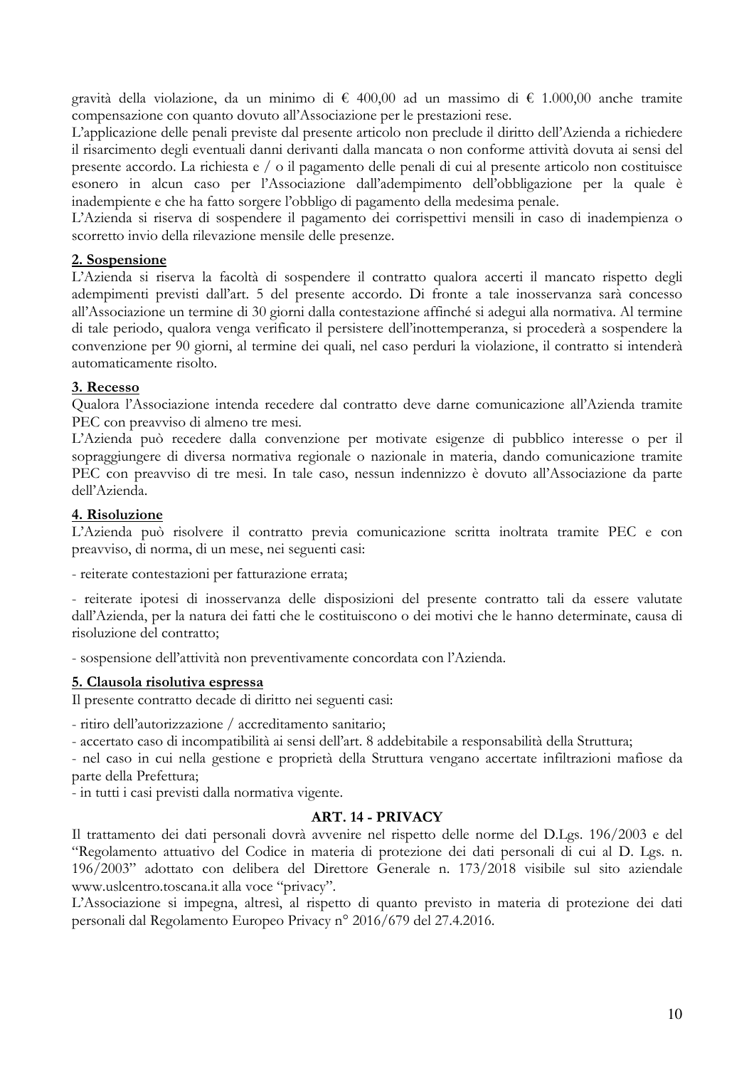gravità della violazione, da un minimo di € 400,00 ad un massimo di € 1.000,00 anche tramite compensazione con quanto dovuto all'Associazione per le prestazioni rese.

L'applicazione delle penali previste dal presente articolo non preclude il diritto dell'Azienda a richiedere il risarcimento degli eventuali danni derivanti dalla mancata o non conforme attività dovuta ai sensi del presente accordo. La richiesta e / o il pagamento delle penali di cui al presente articolo non costituisce esonero in alcun caso per l'Associazione dall'adempimento dell'obbligazione per la quale è inadempiente e che ha fatto sorgere l'obbligo di pagamento della medesima penale.

L'Azienda si riserva di sospendere il pagamento dei corrispettivi mensili in caso di inadempienza o scorretto invio della rilevazione mensile delle presenze.

**2. Sospensione**

L'Azienda si riserva la facoltà di sospendere il contratto qualora accerti il mancato rispetto degli adempimenti previsti dall'art. 5 del presente accordo. Di fronte a tale inosservanza sarà concesso all'Associazione un termine di 30 giorni dalla contestazione affinché si adegui alla normativa. Al termine di tale periodo, qualora venga verificato il persistere dell'inottemperanza, si procederà a sospendere la convenzione per 90 giorni, al termine dei quali, nel caso perduri la violazione, il contratto si intenderà automaticamente risolto.

**3. Recesso**

Qualora l'Associazione intenda recedere dal contratto deve darne comunicazione all'Azienda tramite PEC con preavviso di almeno tre mesi.

L'Azienda può recedere dalla convenzione per motivate esigenze di pubblico interesse o per il sopraggiungere di diversa normativa regionale o nazionale in materia, dando comunicazione tramite PEC con preavviso di tre mesi. In tale caso, nessun indennizzo è dovuto all'Associazione da parte dell'Azienda.

**4. Risoluzione**

L'Azienda può risolvere il contratto previa comunicazione scritta inoltrata tramite PEC e con preavviso, di norma, di un mese, nei seguenti casi:

- reiterate contestazioni per fatturazione errata;

- reiterate ipotesi di inosservanza delle disposizioni del presente contratto tali da essere valutate dall'Azienda, per la natura dei fatti che le costituiscono o dei motivi che le hanno determinate, causa di risoluzione del contratto;

- sospensione dell'attività non preventivamente concordata con l'Azienda.

**5. Clausola risolutiva espressa**

Il presente contratto decade di diritto nei seguenti casi:

- ritiro dell'autorizzazione / accreditamento sanitario;
- accertato caso di incompatibilità ai sensi dell'art. 8 addebitabile a responsabilità della Struttura;
- nel caso in cui nella gestione e proprietà della Struttura vengano accertate infiltrazioni mafiose da parte della Prefettura;
- in tutti i casi previsti dalla normativa vigente.

## ART. 14 - PRIVACY

Il trattamento dei dati personali dovrà avvenire nel rispetto delle norme del D.Lgs. 196/2003 e del "Regolamento attuativo del Codice in materia di protezione dei dati personali di cui al D. Lgs. n. 196/2003" adottato con delibera del Direttore Generale n. 173/2018 visibile sul sito aziendale www.uslcentro.toscana.it alla voce "privacy".

L'Associazione si impegna, altresì, al rispetto di quanto previsto in materia di protezione dei dati personali dal Regolamento Europeo Privacy n° 2016/679 del 27.4.2016.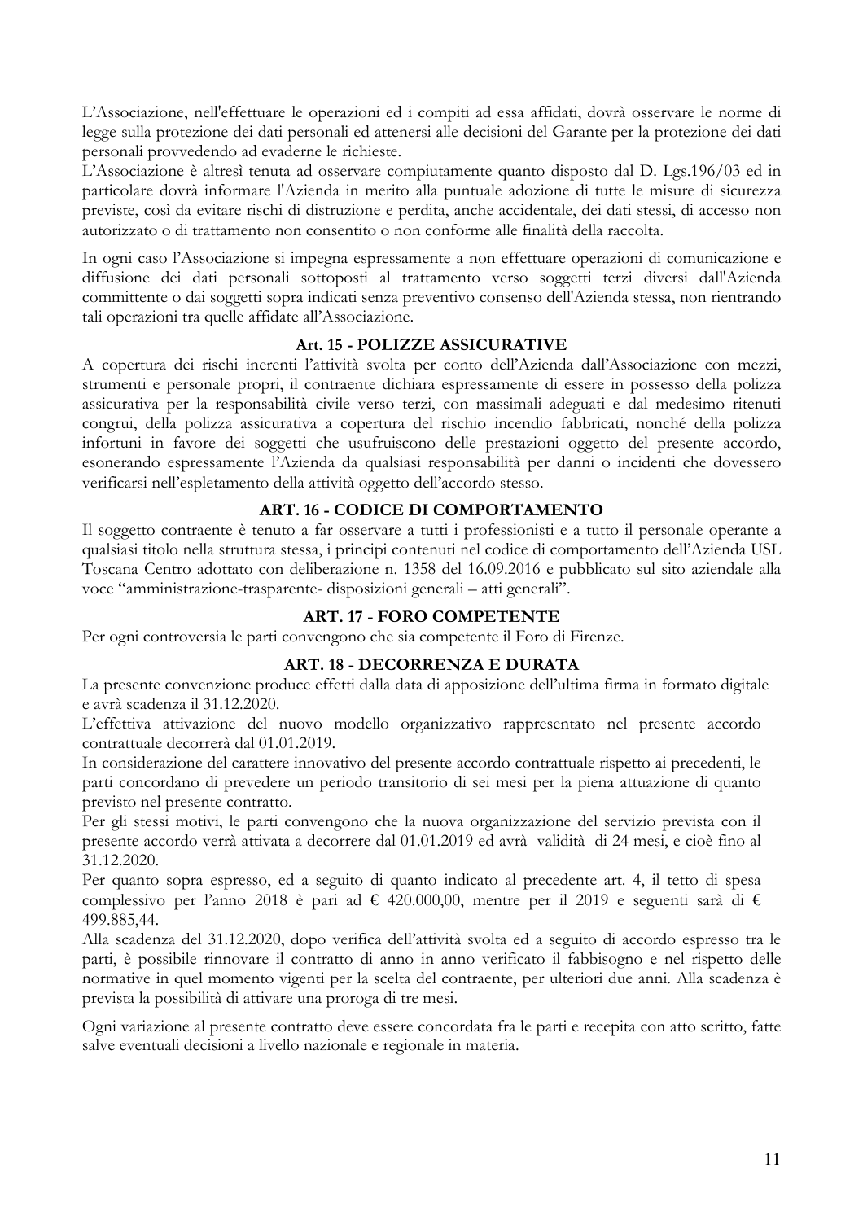L’Associazione, nell'effettuare le operazioni ed i compiti ad essa affidati, dovrà osservare le norme di legge sulla protezione dei dati personali ed attenersi alle decisioni del Garante per la protezione dei dati personali provvedendo ad evaderne le richieste.

L’Associazione è altresì tenuta ad osservare compiutamente quanto disposto dal D. Lgs.196/03 ed in particolare dovrà informare l'Azienda in merito alla puntuale adozione di tutte le misure di sicurezza previste, così da evitare rischi di distruzione e perdita, anche accidentale, dei dati stessi, di accesso non autorizzato o di trattamento non consentito o non conforme alle finalità della raccolta.

In ogni caso l’Associazione si impegna espressamente a non effettuare operazioni di comunicazione e diffusione dei dati personali sottoposti al trattamento verso soggetti terzi diversi dall'Azienda committente o dai soggetti sopra indicati senza preventivo consenso dell'Azienda stessa, non rientrando tali operazioni tra quelle affidate all’Associazione.

### Art. 15 - POLIZZE ASSICURATIVE

A copertura dei rischi inerenti l’attività svolta per conto dell’Azienda dall’Associazione con mezzi, strumenti e personale propri, il contraente dichiara espressamente di essere in possesso della polizza assicurativa per la responsabilità civile verso terzi, con massimali adeguati e dal medesimo ritenuti congrui, della polizza assicurativa a copertura del rischio incendio fabbricati, nonché della polizza infortuni in favore dei soggetti che usufruiscono delle prestazioni oggetto del presente accordo, esonerando espressamente l’Azienda da qualsiasi responsabilità per danni o incidenti che dovessero verificarsi nell’espletamento della attività oggetto dell’accordo stesso.

### ART. 16 - CODICE DI COMPORTAMENTO

Il soggetto contraente è tenuto a far osservare a tutti i professionisti e a tutto il personale operante a qualsiasi titolo nella struttura stessa, i principi contenuti nel codice di comportamento dell’Azienda USL Toscana Centro adottato con deliberazione n. 1358 del 16.09.2016 e pubblicato sul sito aziendale alla voce “amministrazione-trasparente- disposizioni generali – atti generali”.

### ART. 17 - FORO COMPETENTE

Per ogni controversia le parti convengono che sia competente il Foro di Firenze.

### ART. 18 - DECORRENZA E DURATA

La presente convenzione produce effetti dalla data di apposizione dell’ultima firma in formato digitale e avrà scadenza il 31.12.2020.

L’effettiva attivazione del nuovo modello organizzativo rappresentato nel presente accordo contrattuale decorrerà dal 01.01.2019.

In considerazione del carattere innovativo del presente accordo contrattuale rispetto ai precedenti, le parti concordano di prevedere un periodo transitorio di sei mesi per la piena attuazione di quanto previsto nel presente contratto.

Per gli stessi motivi, le parti convengono che la nuova organizzazione del servizio prevista con il presente accordo verrà attivata a decorrere dal 01.01.2019 ed avrà validità di 24 mesi, e cioè fino al 31.12.2020.

Per quanto sopra espresso, ed a seguito di quanto indicato al precedente art. 4, il tetto di spesa complessivo per l’anno 2018 è pari ad € 420.000,00, mentre per il 2019 e seguenti sarà di € 499.885,44.

Alla scadenza del 31.12.2020, dopo verifica dell’attività svolta ed a seguito di accordo espresso tra le parti, è possibile rinnovare il contratto di anno in anno verificato il fabbisogno e nel rispetto delle normative in quel momento vigenti per la scelta del contraente, per ulteriori due anni. Alla scadenza è prevista la possibilità di attivare una proroga di tre mesi.

Ogni variazione al presente contratto deve essere concordata fra le parti e recepita con atto scritto, fatte salve eventuali decisioni a livello nazionale e regionale in materia.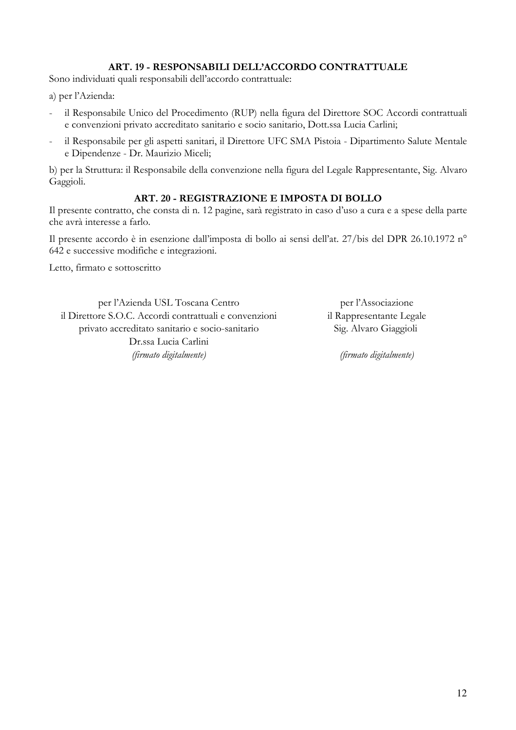### ART. 19 - RESPONSABILI DELL'ACCORDO CONTRATTUALE

Sono individuati quali responsabili dell'accordo contrattuale:

a) per l'Azienda:

- il Responsabile Unico del Procedimento (RUP) nella figura del Direttore SOC Accordi contrattuali e convenzioni privato accreditato sanitario e socio sanitario, Dott.ssa Lucia Carlini;
- il Responsabile per gli aspetti sanitari, il Direttore UFC SMA Pistoia - Dipartimento Salute Mentale e Dipendenze - Dr. Maurizio Miceli;

b) per la Struttura: il Responsabile della convenzione nella figura del Legale Rappresentante, Sig. Alvaro Gaggioli.

### ART. 20 - REGISTRAZIONE E IMPOSTA DI BOLLO

Il presente contratto, che consta di n. 12 pagine, sarà registrato in caso d'uso a cura e a spese della parte che avrà interesse a farlo.

Il presente accordo è in esenzione dall'imposta di bollo ai sensi dell'at. 27/bis del DPR 26.10.1972 n° 642 e successive modifiche e integrazioni.

Letto, firmato e sottoscritto

per l'Azienda USL Toscana Centro
il Direttore S.O.C. Accordi contrattuali e convenzioni
privato accreditato sanitario e socio-sanitario
Dr.ssa Lucia Carlini
*(firmato digitalmente)*

per l'Associazione
il Rappresentante Legale
Sig. Alvaro Giaggioli
*(firmato digitalmente)*